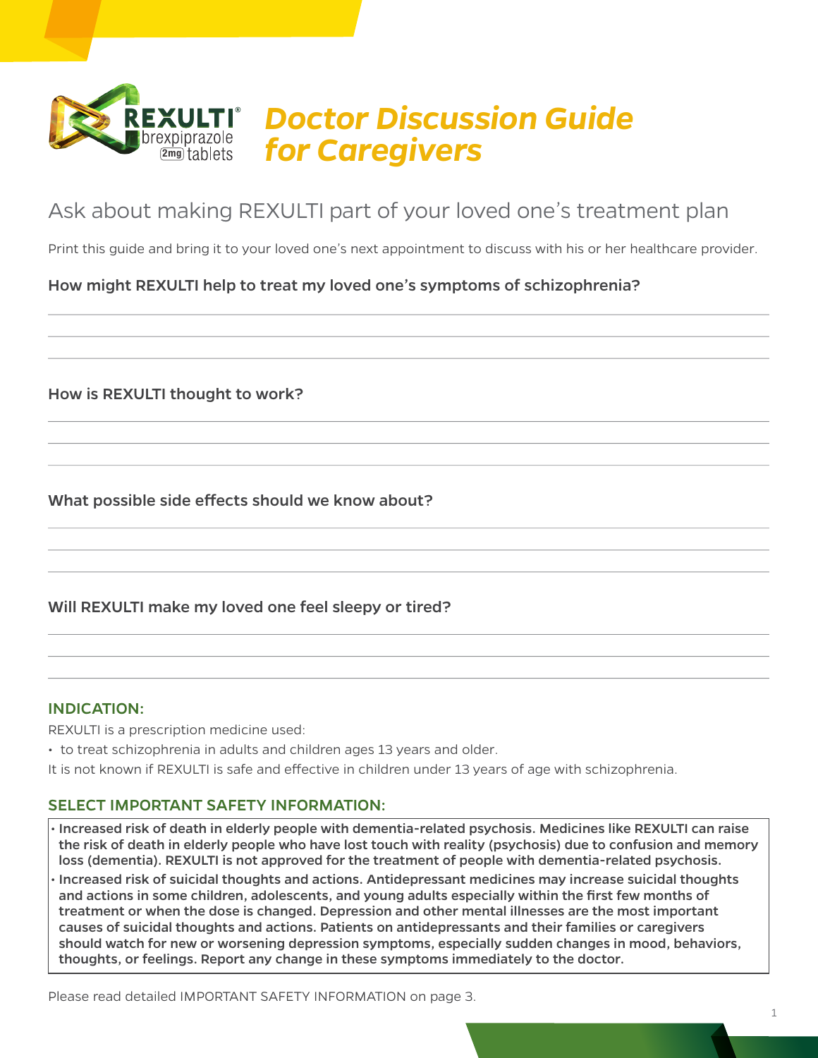REXULTI® brexpiprazole 2mg tablets

# Doctor Discussion Guide for Caregivers

## Ask about making REXULTI part of your loved one's treatment plan

Print this guide and bring it to your loved one's next appointment to discuss with his or her healthcare provider.

**How might REXULTI help to treat my loved one's symptoms of schizophrenia?**

**How is REXULTI thought to work?**

**What possible side effects should we know about?**

**Will REXULTI make my loved one feel sleepy or tired?**

### INDICATION:

REXULTI is a prescription medicine used:

- to treat schizophrenia in adults and children ages 13 years and older.

It is not known if REXULTI is safe and effective in children under 13 years of age with schizophrenia.

### SELECT IMPORTANT SAFETY INFORMATION:

- **Increased risk of death in elderly people with dementia-related psychosis. Medicines like REXULTI can raise the risk of death in elderly people who have lost touch with reality (psychosis) due to confusion and memory loss (dementia). REXULTI is not approved for the treatment of people with dementia-related psychosis.**
- **Increased risk of suicidal thoughts and actions. Antidepressant medicines may increase suicidal thoughts and actions in some children, adolescents, and young adults especially within the first few months of treatment or when the dose is changed. Depression and other mental illnesses are the most important causes of suicidal thoughts and actions. Patients on antidepressants and their families or caregivers should watch for new or worsening depression symptoms, especially sudden changes in mood, behaviors, thoughts, or feelings. Report any change in these symptoms immediately to the doctor.**

Please read detailed IMPORTANT SAFETY INFORMATION on page 3.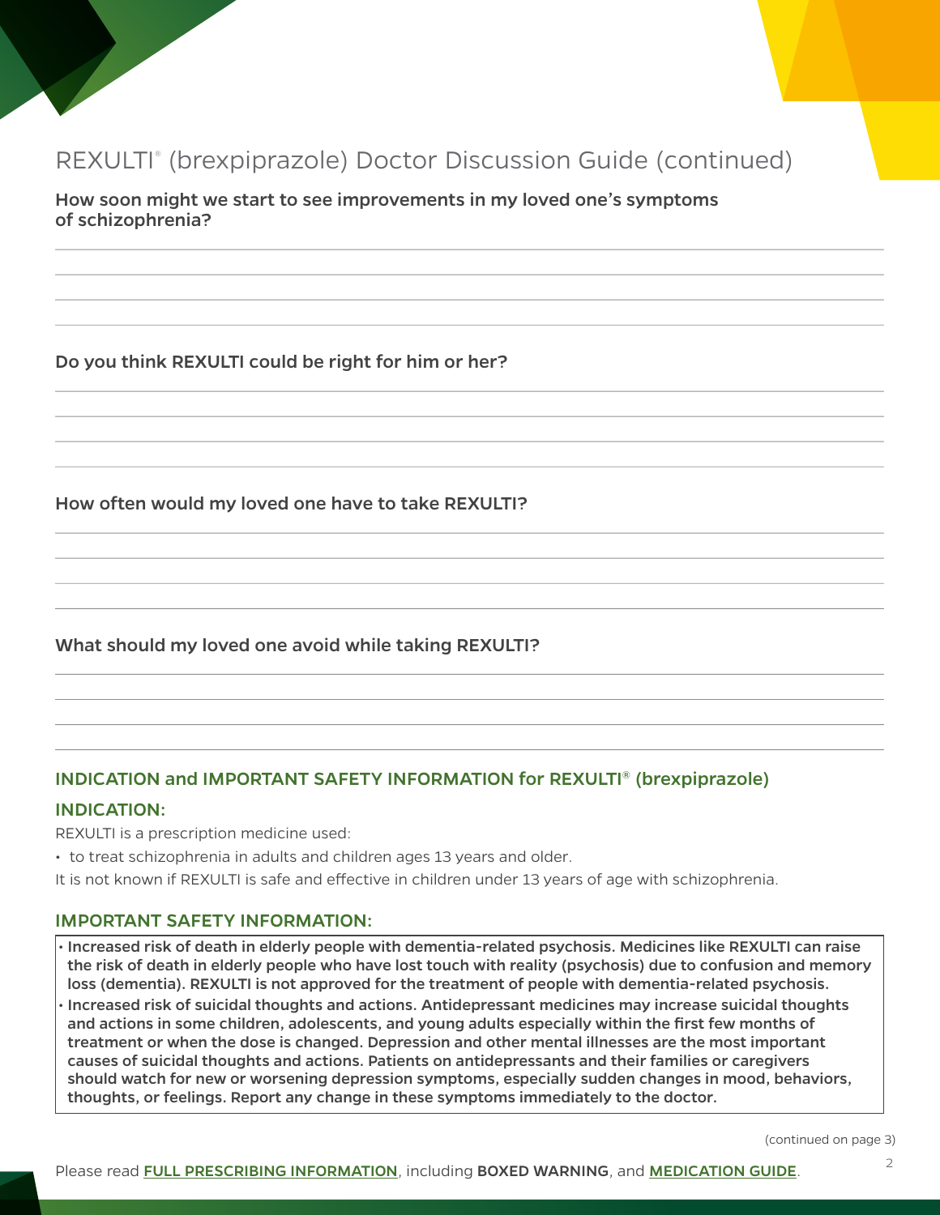# REXULTI® (brexpiprazole) Doctor Discussion Guide (continued)

**How soon might we start to see improvements in my loved one's symptoms of schizophrenia?**

**Do you think REXULTI could be right for him or her?**

**How often would my loved one have to take REXULTI?**

**What should my loved one avoid while taking REXULTI?**

## INDICATION and IMPORTANT SAFETY INFORMATION for REXULTI® (brexpiprazole)

### INDICATION:

REXULTI is a prescription medicine used:

- to treat schizophrenia in adults and children ages 13 years and older.

It is not known if REXULTI is safe and effective in children under 13 years of age with schizophrenia.

### IMPORTANT SAFETY INFORMATION:

- **Increased risk of death in elderly people with dementia-related psychosis. Medicines like REXULTI can raise the risk of death in elderly people who have lost touch with reality (psychosis) due to confusion and memory loss (dementia). REXULTI is not approved for the treatment of people with dementia-related psychosis.**
- **Increased risk of suicidal thoughts and actions. Antidepressant medicines may increase suicidal thoughts and actions in some children, adolescents, and young adults especially within the first few months of treatment or when the dose is changed. Depression and other mental illnesses are the most important causes of suicidal thoughts and actions. Patients on antidepressants and their families or caregivers should watch for new or worsening depression symptoms, especially sudden changes in mood, behaviors, thoughts, or feelings. Report any change in these symptoms immediately to the doctor.**

(continued on page 3)

Please read **FULL PRESCRIBING INFORMATION**, including **BOXED WARNING**, and **MEDICATION GUIDE**.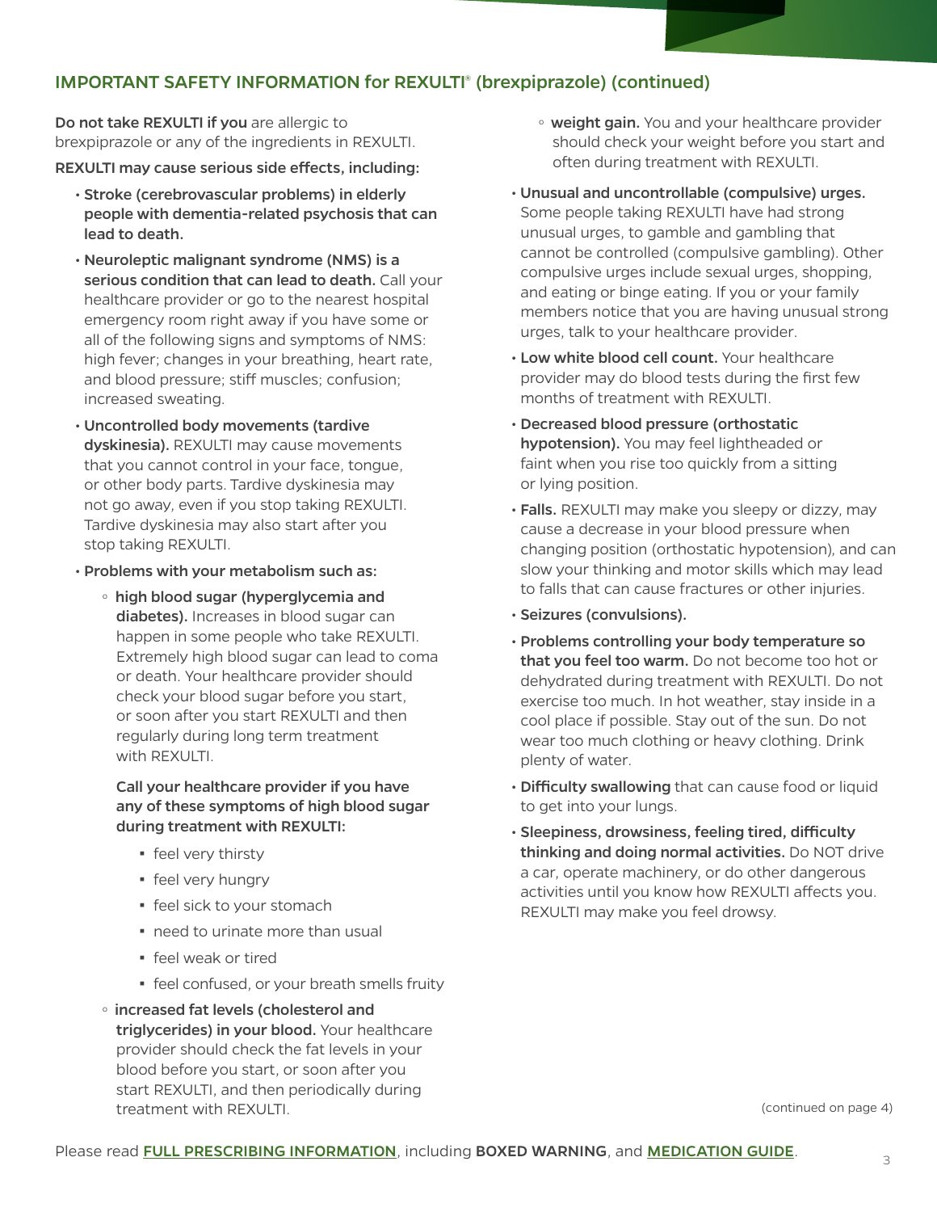## IMPORTANT SAFETY INFORMATION for REXULTI® (brexpiprazole) (continued)

**Do not take REXULTI if you** are allergic to brexpiprazole or any of the ingredients in REXULTI.

**REXULTI may cause serious side effects, including:**

- **Stroke (cerebrovascular problems) in elderly people with dementia-related psychosis that can lead to death.**
- **Neuroleptic malignant syndrome (NMS) is a serious condition that can lead to death.** Call your healthcare provider or go to the nearest hospital emergency room right away if you have some or all of the following signs and symptoms of NMS: high fever; changes in your breathing, heart rate, and blood pressure; stiff muscles; confusion; increased sweating.
- **Uncontrolled body movements (tardive dyskinesia).** REXULTI may cause movements that you cannot control in your face, tongue, or other body parts. Tardive dyskinesia may not go away, even if you stop taking REXULTI. Tardive dyskinesia may also start after you stop taking REXULTI.
- **Problems with your metabolism such as:**
  - **high blood sugar (hyperglycemia and diabetes).** Increases in blood sugar can happen in some people who take REXULTI. Extremely high blood sugar can lead to coma or death. Your healthcare provider should check your blood sugar before you start, or soon after you start REXULTI and then regularly during long term treatment with REXULTI.

    **Call your healthcare provider if you have any of these symptoms of high blood sugar during treatment with REXULTI:**

    - feel very thirsty
    - feel very hungry
    - feel sick to your stomach
    - need to urinate more than usual
    - feel weak or tired
    - feel confused, or your breath smells fruity
  - **increased fat levels (cholesterol and triglycerides) in your blood.** Your healthcare provider should check the fat levels in your blood before you start, or soon after you start REXULTI, and then periodically during treatment with REXULTI.
  - **weight gain.** You and your healthcare provider should check your weight before you start and often during treatment with REXULTI.
- **Unusual and uncontrollable (compulsive) urges.** Some people taking REXULTI have had strong unusual urges, to gamble and gambling that cannot be controlled (compulsive gambling). Other compulsive urges include sexual urges, shopping, and eating or binge eating. If you or your family members notice that you are having unusual strong urges, talk to your healthcare provider.
- **Low white blood cell count.** Your healthcare provider may do blood tests during the first few months of treatment with REXULTI.
- **Decreased blood pressure (orthostatic hypotension).** You may feel lightheaded or faint when you rise too quickly from a sitting or lying position.
- **Falls.** REXULTI may make you sleepy or dizzy, may cause a decrease in your blood pressure when changing position (orthostatic hypotension), and can slow your thinking and motor skills which may lead to falls that can cause fractures or other injuries.
- **Seizures (convulsions).**
- **Problems controlling your body temperature so that you feel too warm.** Do not become too hot or dehydrated during treatment with REXULTI. Do not exercise too much. In hot weather, stay inside in a cool place if possible. Stay out of the sun. Do not wear too much clothing or heavy clothing. Drink plenty of water.
- **Difficulty swallowing** that can cause food or liquid to get into your lungs.
- **Sleepiness, drowsiness, feeling tired, difficulty thinking and doing normal activities.** Do NOT drive a car, operate machinery, or do other dangerous activities until you know how REXULTI affects you. REXULTI may make you feel drowsy.

(continued on page 4)

Please read **FULL PRESCRIBING INFORMATION**, including **BOXED WARNING**, and **MEDICATION GUIDE**.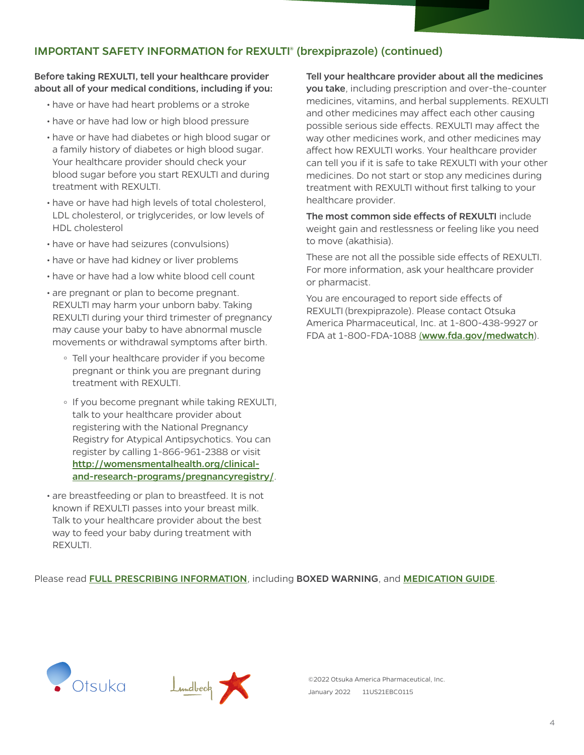## IMPORTANT SAFETY INFORMATION for REXULTI® (brexpiprazole) (continued)

**Before taking REXULTI, tell your healthcare provider about all of your medical conditions, including if you:**

- have or have had heart problems or a stroke
- have or have had low or high blood pressure
- have or have had diabetes or high blood sugar or a family history of diabetes or high blood sugar. Your healthcare provider should check your blood sugar before you start REXULTI and during treatment with REXULTI.
- have or have had high levels of total cholesterol, LDL cholesterol, or triglycerides, or low levels of HDL cholesterol
- have or have had seizures (convulsions)
- have or have had kidney or liver problems
- have or have had a low white blood cell count
- are pregnant or plan to become pregnant. REXULTI may harm your unborn baby. Taking REXULTI during your third trimester of pregnancy may cause your baby to have abnormal muscle movements or withdrawal symptoms after birth.
  - Tell your healthcare provider if you become pregnant or think you are pregnant during treatment with REXULTI.
  - If you become pregnant while taking REXULTI, talk to your healthcare provider about registering with the National Pregnancy Registry for Atypical Antipsychotics. You can register by calling 1-866-961-2388 or visit **http://womensmentalhealth.org/clinical-and-research-programs/pregnancyregistry/**.
- are breastfeeding or plan to breastfeed. It is not known if REXULTI passes into your breast milk. Talk to your healthcare provider about the best way to feed your baby during treatment with REXULTI.

**Tell your healthcare provider about all the medicines you take**, including prescription and over-the-counter medicines, vitamins, and herbal supplements. REXULTI and other medicines may affect each other causing possible serious side effects. REXULTI may affect the way other medicines work, and other medicines may affect how REXULTI works. Your healthcare provider can tell you if it is safe to take REXULTI with your other medicines. Do not start or stop any medicines during treatment with REXULTI without first talking to your healthcare provider.

**The most common side effects of REXULTI** include weight gain and restlessness or feeling like you need to move (akathisia).

These are not all the possible side effects of REXULTI. For more information, ask your healthcare provider or pharmacist.

You are encouraged to report side effects of REXULTI (brexpiprazole). Please contact Otsuka America Pharmaceutical, Inc. at 1-800-438-9927 or FDA at 1-800-FDA-1088 (**www.fda.gov/medwatch**).

Please read **FULL PRESCRIBING INFORMATION**, including **BOXED WARNING**, and **MEDICATION GUIDE**.

Otsuka

Lundbeck

©2022 Otsuka America Pharmaceutical, Inc.
January 2022 11US21EBC0115